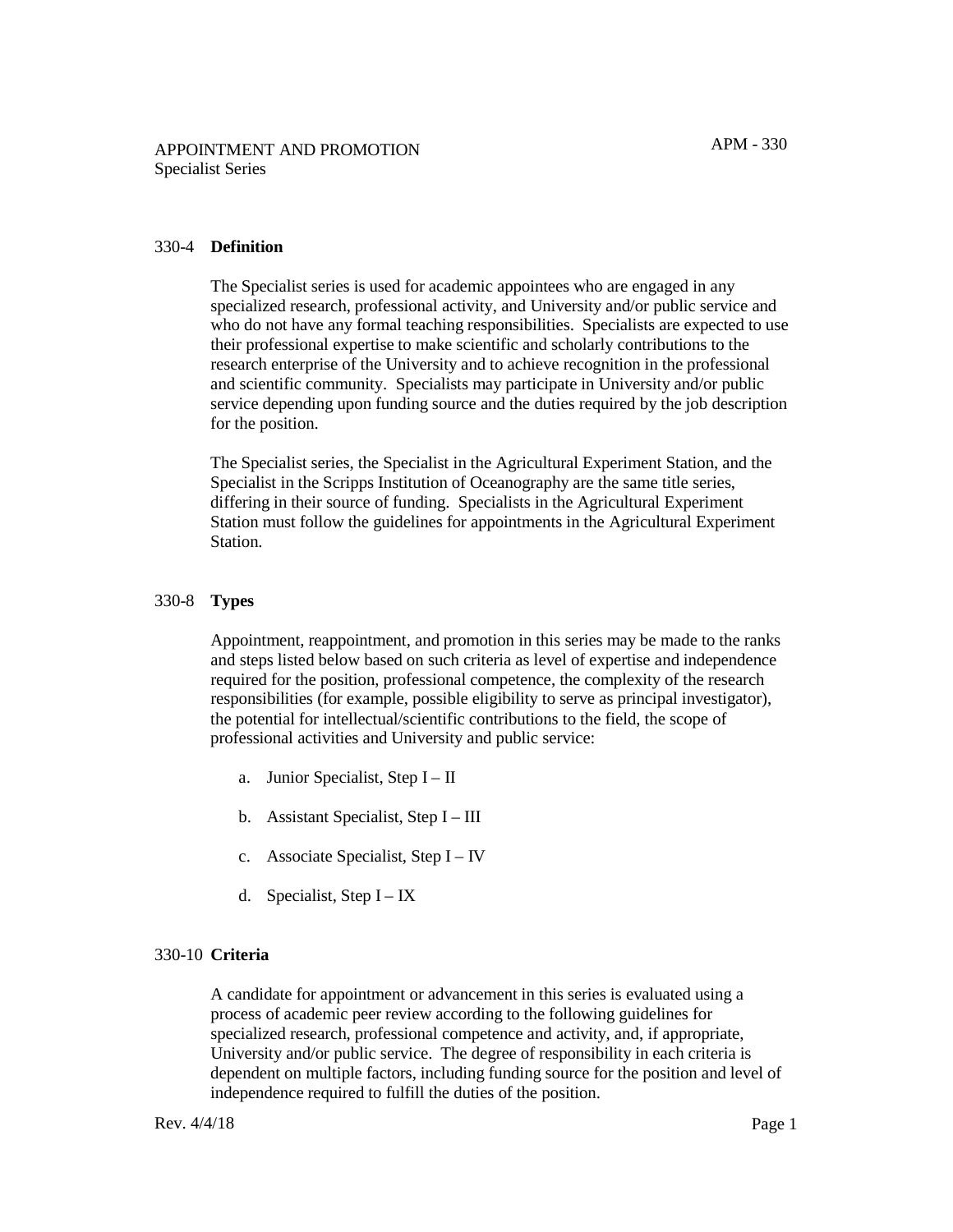APPOINTMENT AND PROMOTION
Specialist Series

APM - 330

## 330-4 Definition

The Specialist series is used for academic appointees who are engaged in any specialized research, professional activity, and University and/or public service and who do not have any formal teaching responsibilities. Specialists are expected to use their professional expertise to make scientific and scholarly contributions to the research enterprise of the University and to achieve recognition in the professional and scientific community. Specialists may participate in University and/or public service depending upon funding source and the duties required by the job description for the position.

The Specialist series, the Specialist in the Agricultural Experiment Station, and the Specialist in the Scripps Institution of Oceanography are the same title series, differing in their source of funding. Specialists in the Agricultural Experiment Station must follow the guidelines for appointments in the Agricultural Experiment Station.

## 330-8 Types

Appointment, reappointment, and promotion in this series may be made to the ranks and steps listed below based on such criteria as level of expertise and independence required for the position, professional competence, the complexity of the research responsibilities (for example, possible eligibility to serve as principal investigator), the potential for intellectual/scientific contributions to the field, the scope of professional activities and University and public service:

a. Junior Specialist, Step I – II

b. Assistant Specialist, Step I – III

c. Associate Specialist, Step I – IV

d. Specialist, Step I – IX

## 330-10 Criteria

A candidate for appointment or advancement in this series is evaluated using a process of academic peer review according to the following guidelines for specialized research, professional competence and activity, and, if appropriate, University and/or public service. The degree of responsibility in each criteria is dependent on multiple factors, including funding source for the position and level of independence required to fulfill the duties of the position.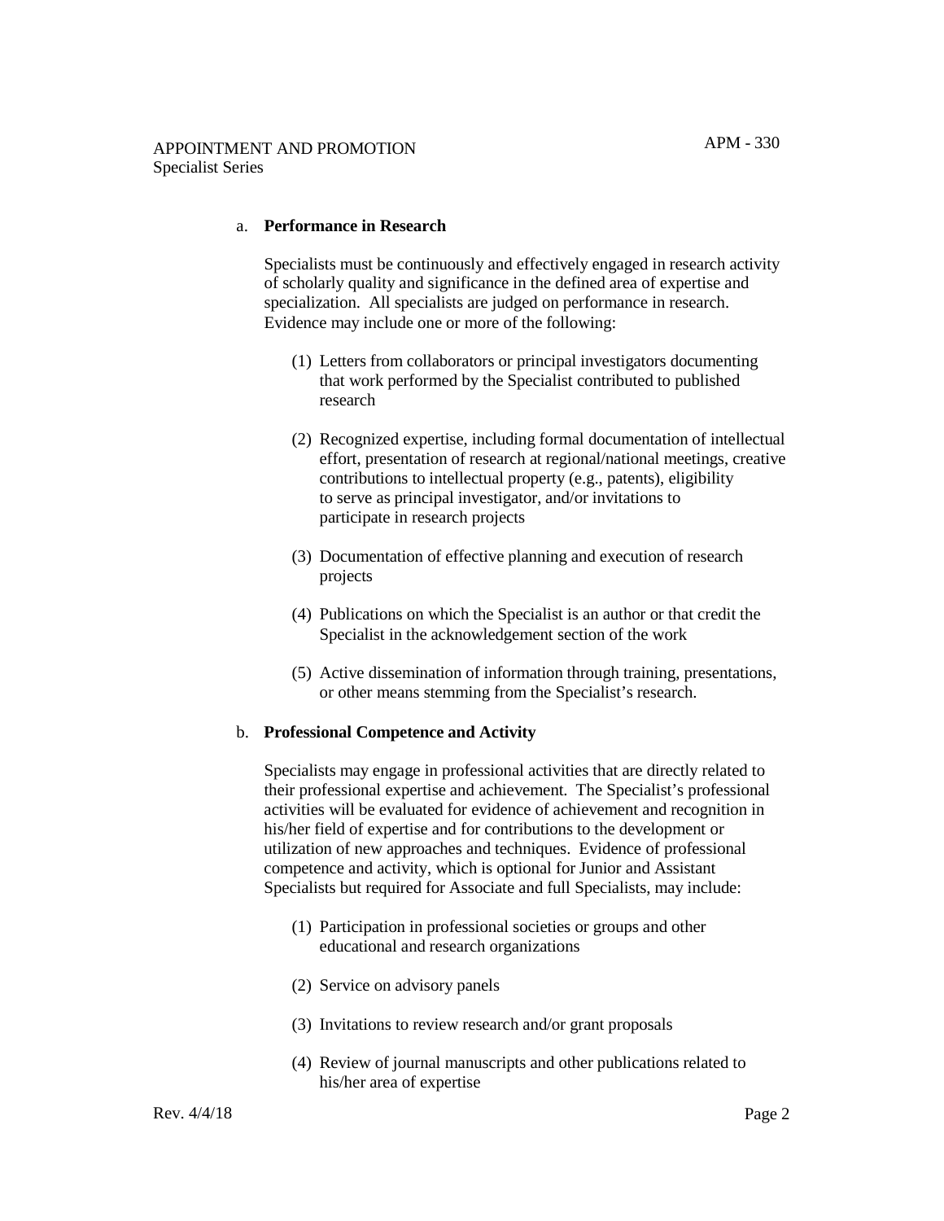a. **Performance in Research**

Specialists must be continuously and effectively engaged in research activity of scholarly quality and significance in the defined area of expertise and specialization. All specialists are judged on performance in research. Evidence may include one or more of the following:

(1) Letters from collaborators or principal investigators documenting that work performed by the Specialist contributed to published research

(2) Recognized expertise, including formal documentation of intellectual effort, presentation of research at regional/national meetings, creative contributions to intellectual property (e.g., patents), eligibility to serve as principal investigator, and/or invitations to participate in research projects

(3) Documentation of effective planning and execution of research projects

(4) Publications on which the Specialist is an author or that credit the Specialist in the acknowledgement section of the work

(5) Active dissemination of information through training, presentations, or other means stemming from the Specialist's research.

b. **Professional Competence and Activity**

Specialists may engage in professional activities that are directly related to their professional expertise and achievement. The Specialist's professional activities will be evaluated for evidence of achievement and recognition in his/her field of expertise and for contributions to the development or utilization of new approaches and techniques. Evidence of professional competence and activity, which is optional for Junior and Assistant Specialists but required for Associate and full Specialists, may include:

(1) Participation in professional societies or groups and other educational and research organizations

(2) Service on advisory panels

(3) Invitations to review research and/or grant proposals

(4) Review of journal manuscripts and other publications related to his/her area of expertise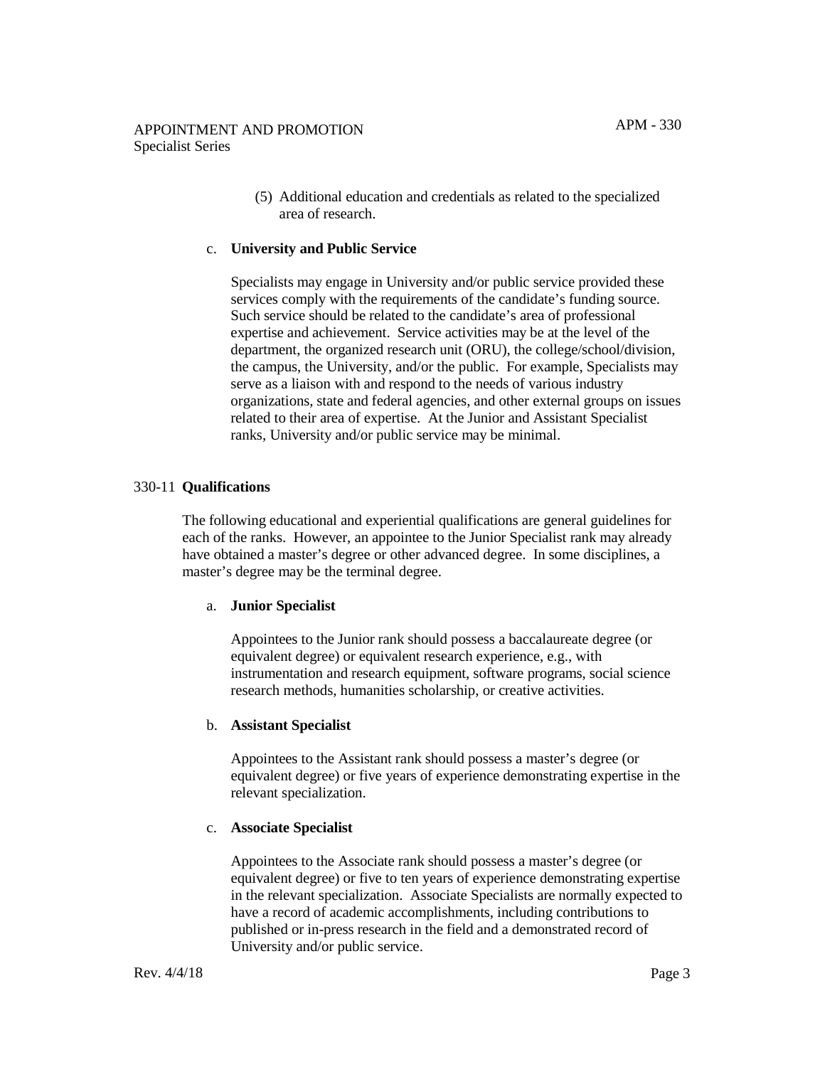(5) Additional education and credentials as related to the specialized area of research.

c. **University and Public Service**

Specialists may engage in University and/or public service provided these services comply with the requirements of the candidate's funding source. Such service should be related to the candidate's area of professional expertise and achievement. Service activities may be at the level of the department, the organized research unit (ORU), the college/school/division, the campus, the University, and/or the public. For example, Specialists may serve as a liaison with and respond to the needs of various industry organizations, state and federal agencies, and other external groups on issues related to their area of expertise. At the Junior and Assistant Specialist ranks, University and/or public service may be minimal.

## 330-11 **Qualifications**

The following educational and experiential qualifications are general guidelines for each of the ranks. However, an appointee to the Junior Specialist rank may already have obtained a master's degree or other advanced degree. In some disciplines, a master's degree may be the terminal degree.

a. **Junior Specialist**

Appointees to the Junior rank should possess a baccalaureate degree (or equivalent degree) or equivalent research experience, e.g., with instrumentation and research equipment, software programs, social science research methods, humanities scholarship, or creative activities.

b. **Assistant Specialist**

Appointees to the Assistant rank should possess a master's degree (or equivalent degree) or five years of experience demonstrating expertise in the relevant specialization.

c. **Associate Specialist**

Appointees to the Associate rank should possess a master's degree (or equivalent degree) or five to ten years of experience demonstrating expertise in the relevant specialization. Associate Specialists are normally expected to have a record of academic accomplishments, including contributions to published or in-press research in the field and a demonstrated record of University and/or public service.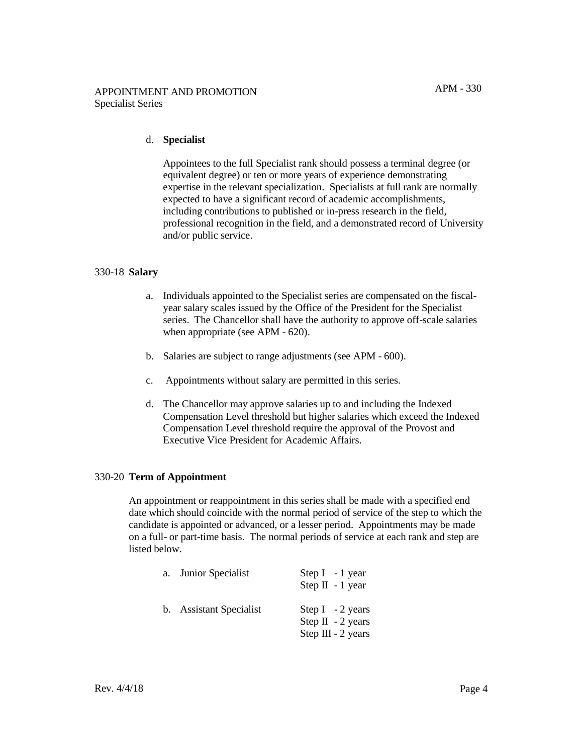d. **Specialist**

Appointees to the full Specialist rank should possess a terminal degree (or equivalent degree) or ten or more years of experience demonstrating expertise in the relevant specialization. Specialists at full rank are normally expected to have a significant record of academic accomplishments, including contributions to published or in-press research in the field, professional recognition in the field, and a demonstrated record of University and/or public service.

## 330-18 Salary

a. Individuals appointed to the Specialist series are compensated on the fiscal-year salary scales issued by the Office of the President for the Specialist series. The Chancellor shall have the authority to approve off-scale salaries when appropriate (see APM - 620).

b. Salaries are subject to range adjustments (see APM - 600).

c. Appointments without salary are permitted in this series.

d. The Chancellor may approve salaries up to and including the Indexed Compensation Level threshold but higher salaries which exceed the Indexed Compensation Level threshold require the approval of the Provost and Executive Vice President for Academic Affairs.

## 330-20 Term of Appointment

An appointment or reappointment in this series shall be made with a specified end date which should coincide with the normal period of service of the step to which the candidate is appointed or advanced, or a lesser period. Appointments may be made on a full- or part-time basis. The normal periods of service at each rank and step are listed below.

| Rank | Step |
|---|---|
| a. Junior Specialist | Step I - 1 year |
| | Step II - 1 year |
| b. Assistant Specialist | Step I - 2 years |
| | Step II - 2 years |
| | Step III - 2 years |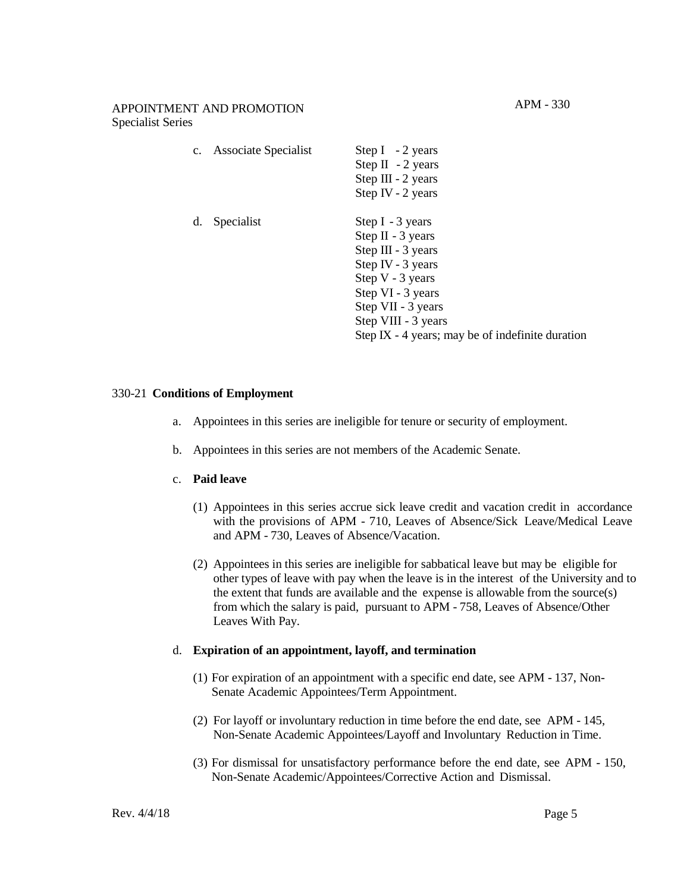c. Associate Specialist

Step I - 2 years
Step II - 2 years
Step III - 2 years
Step IV - 2 years

d. Specialist

Step I - 3 years
Step II - 3 years
Step III - 3 years
Step IV - 3 years
Step V - 3 years
Step VI - 3 years
Step VII - 3 years
Step VIII - 3 years
Step IX - 4 years; may be of indefinite duration

## 330-21 **Conditions of Employment**

a. Appointees in this series are ineligible for tenure or security of employment.

b. Appointees in this series are not members of the Academic Senate.

c. **Paid leave**

(1) Appointees in this series accrue sick leave credit and vacation credit in accordance with the provisions of APM - 710, Leaves of Absence/Sick Leave/Medical Leave and APM - 730, Leaves of Absence/Vacation.

(2) Appointees in this series are ineligible for sabbatical leave but may be eligible for other types of leave with pay when the leave is in the interest of the University and to the extent that funds are available and the expense is allowable from the source(s) from which the salary is paid, pursuant to APM - 758, Leaves of Absence/Other Leaves With Pay.

d. **Expiration of an appointment, layoff, and termination**

(1) For expiration of an appointment with a specific end date, see APM - 137, Non-Senate Academic Appointees/Term Appointment.

(2) For layoff or involuntary reduction in time before the end date, see APM - 145, Non-Senate Academic Appointees/Layoff and Involuntary Reduction in Time.

(3) For dismissal for unsatisfactory performance before the end date, see APM - 150, Non-Senate Academic/Appointees/Corrective Action and Dismissal.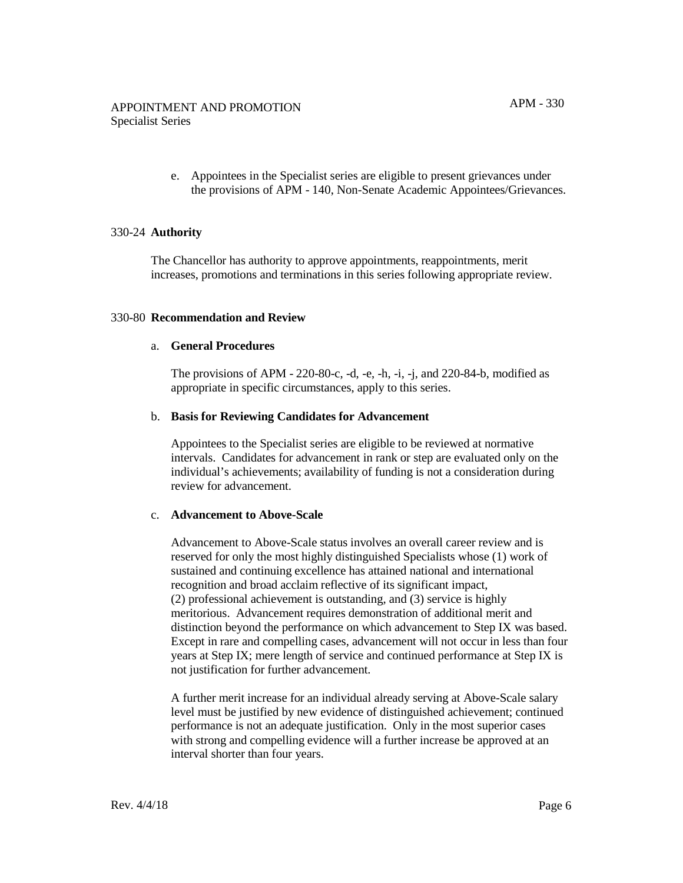e. Appointees in the Specialist series are eligible to present grievances under the provisions of APM - 140, Non-Senate Academic Appointees/Grievances.

## 330-24 **Authority**

The Chancellor has authority to approve appointments, reappointments, merit increases, promotions and terminations in this series following appropriate review.

## 330-80 **Recommendation and Review**

### a. **General Procedures**

The provisions of APM - 220-80-c, -d, -e, -h, -i, -j, and 220-84-b, modified as appropriate in specific circumstances, apply to this series.

### b. **Basis for Reviewing Candidates for Advancement**

Appointees to the Specialist series are eligible to be reviewed at normative intervals. Candidates for advancement in rank or step are evaluated only on the individual's achievements; availability of funding is not a consideration during review for advancement.

### c. **Advancement to Above-Scale**

Advancement to Above-Scale status involves an overall career review and is reserved for only the most highly distinguished Specialists whose (1) work of sustained and continuing excellence has attained national and international recognition and broad acclaim reflective of its significant impact, (2) professional achievement is outstanding, and (3) service is highly meritorious. Advancement requires demonstration of additional merit and distinction beyond the performance on which advancement to Step IX was based. Except in rare and compelling cases, advancement will not occur in less than four years at Step IX; mere length of service and continued performance at Step IX is not justification for further advancement.

A further merit increase for an individual already serving at Above-Scale salary level must be justified by new evidence of distinguished achievement; continued performance is not an adequate justification. Only in the most superior cases with strong and compelling evidence will a further increase be approved at an interval shorter than four years.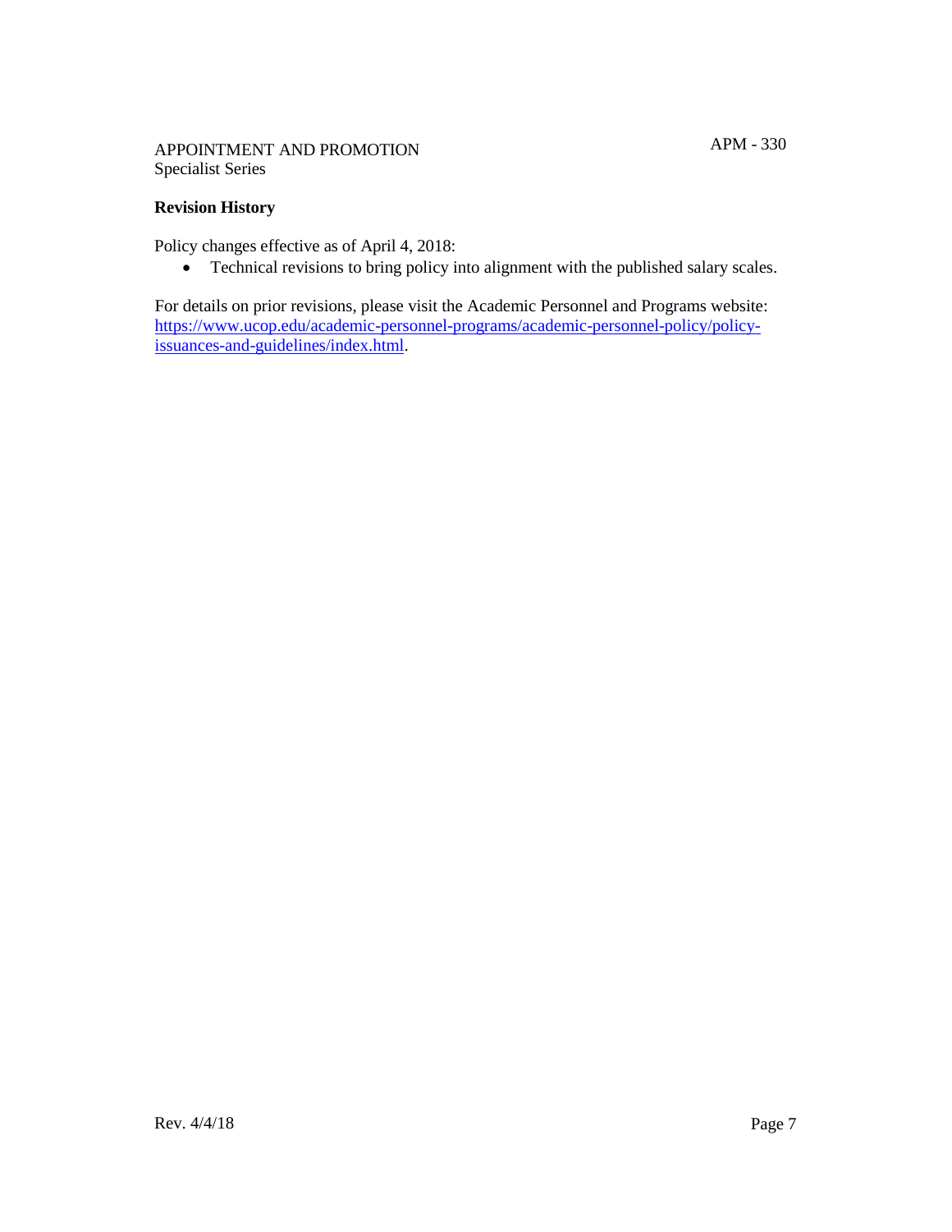**Revision History**

Policy changes effective as of April 4, 2018:

- Technical revisions to bring policy into alignment with the published salary scales.

For details on prior revisions, please visit the Academic Personnel and Programs website: https://www.ucop.edu/academic-personnel-programs/academic-personnel-policy/policy-issuances-and-guidelines/index.html.